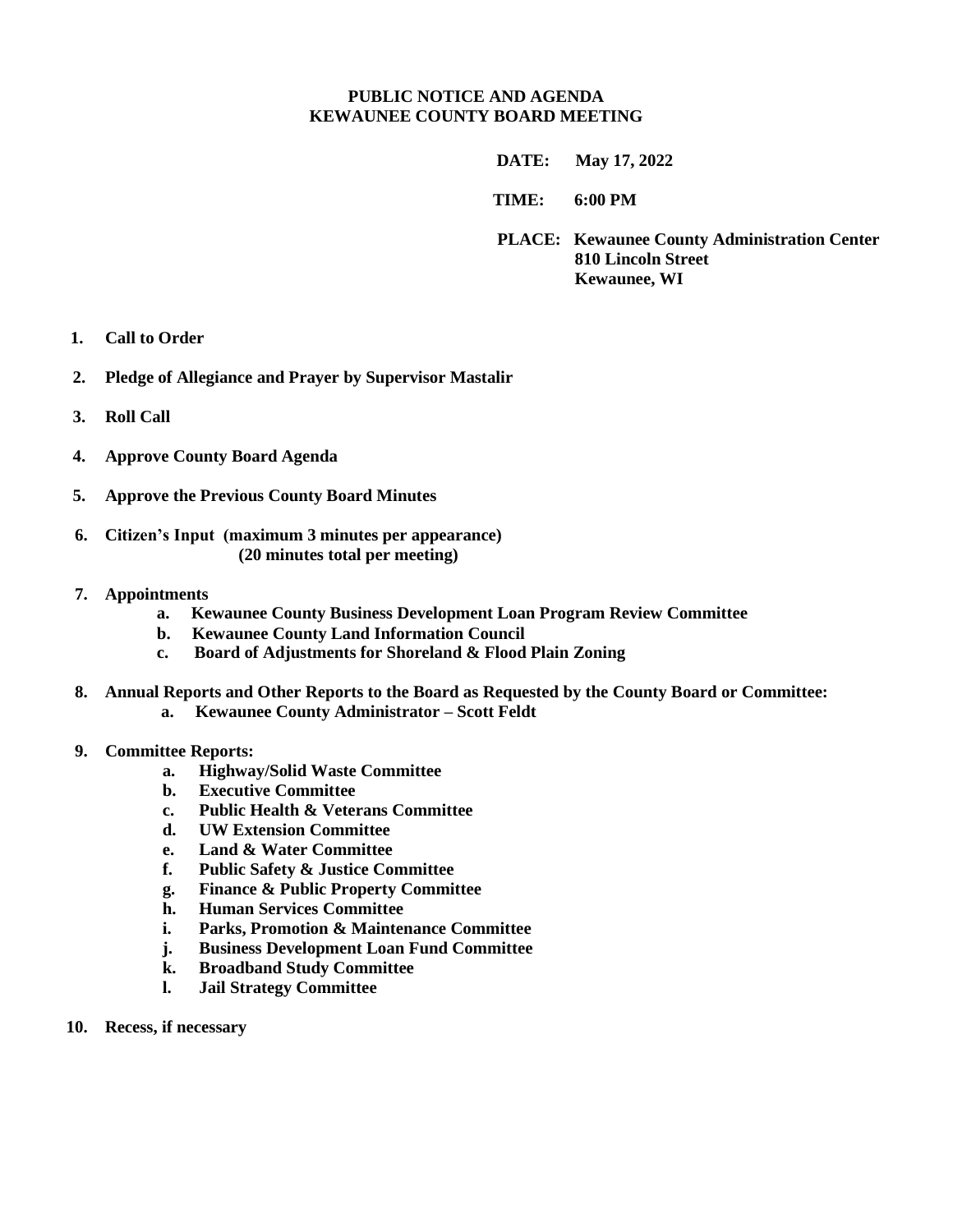# PUBLIC NOTICE AND AGENDA
# KEWAUNEE COUNTY BOARD MEETING

**DATE:** May 17, 2022

**TIME:** 6:00 PM

**PLACE:** Kewaunee County Administration Center
810 Lincoln Street
Kewaunee, WI

1. **Call to Order**
2. **Pledge of Allegiance and Prayer by Supervisor Mastalir**
3. **Roll Call**
4. **Approve County Board Agenda**
5. **Approve the Previous County Board Minutes**
6. **Citizen's Input (maximum 3 minutes per appearance)
(20 minutes total per meeting)**
7. **Appointments**
   a. **Kewaunee County Business Development Loan Program Review Committee**
   b. **Kewaunee County Land Information Council**
   c. **Board of Adjustments for Shoreland & Flood Plain Zoning**
8. **Annual Reports and Other Reports to the Board as Requested by the County Board or Committee:**
   a. **Kewaunee County Administrator – Scott Feldt**
9. **Committee Reports:**
   a. **Highway/Solid Waste Committee**
   b. **Executive Committee**
   c. **Public Health & Veterans Committee**
   d. **UW Extension Committee**
   e. **Land & Water Committee**
   f. **Public Safety & Justice Committee**
   g. **Finance & Public Property Committee**
   h. **Human Services Committee**
   i. **Parks, Promotion & Maintenance Committee**
   j. **Business Development Loan Fund Committee**
   k. **Broadband Study Committee**
   l. **Jail Strategy Committee**
10. **Recess, if necessary**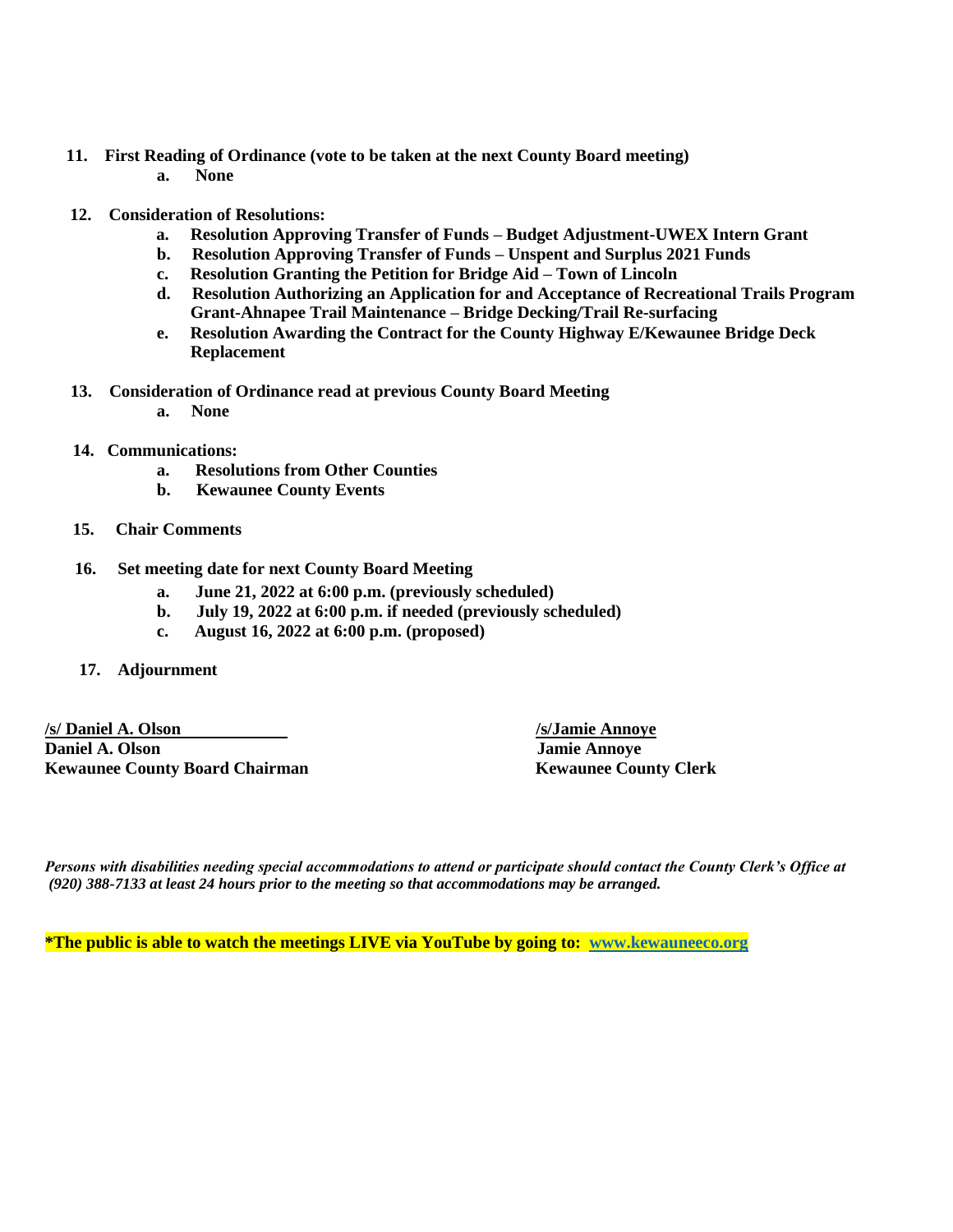**11. First Reading of Ordinance (vote to be taken at the next County Board meeting)**

   **a. None**

**12. Consideration of Resolutions:**

   **a. Resolution Approving Transfer of Funds – Budget Adjustment-UWEX Intern Grant**
   **b. Resolution Approving Transfer of Funds – Unspent and Surplus 2021 Funds**
   **c. Resolution Granting the Petition for Bridge Aid – Town of Lincoln**
   **d. Resolution Authorizing an Application for and Acceptance of Recreational Trails Program Grant-Ahnapee Trail Maintenance – Bridge Decking/Trail Re-surfacing**
   **e. Resolution Awarding the Contract for the County Highway E/Kewaunee Bridge Deck Replacement**

**13. Consideration of Ordinance read at previous County Board Meeting**

   **a. None**

**14. Communications:**

   **a. Resolutions from Other Counties**
   **b. Kewaunee County Events**

**15. Chair Comments**

**16. Set meeting date for next County Board Meeting**

   **a. June 21, 2022 at 6:00 p.m. (previously scheduled)**
   **b. July 19, 2022 at 6:00 p.m. if needed (previously scheduled)**
   **c. August 16, 2022 at 6:00 p.m. (proposed)**

**17. Adjournment**

**/s/ Daniel A. Olson**
**Daniel A. Olson**
**Kewaunee County Board Chairman**

**/s/Jamie Annoye**
**Jamie Annoye**
**Kewaunee County Clerk**

***Persons with disabilities needing special accommodations to attend or participate should contact the County Clerk's Office at (920) 388-7133 at least 24 hours prior to the meeting so that accommodations may be arranged.***

**\*The public is able to watch the meetings LIVE via YouTube by going to: www.kewauneeco.org**